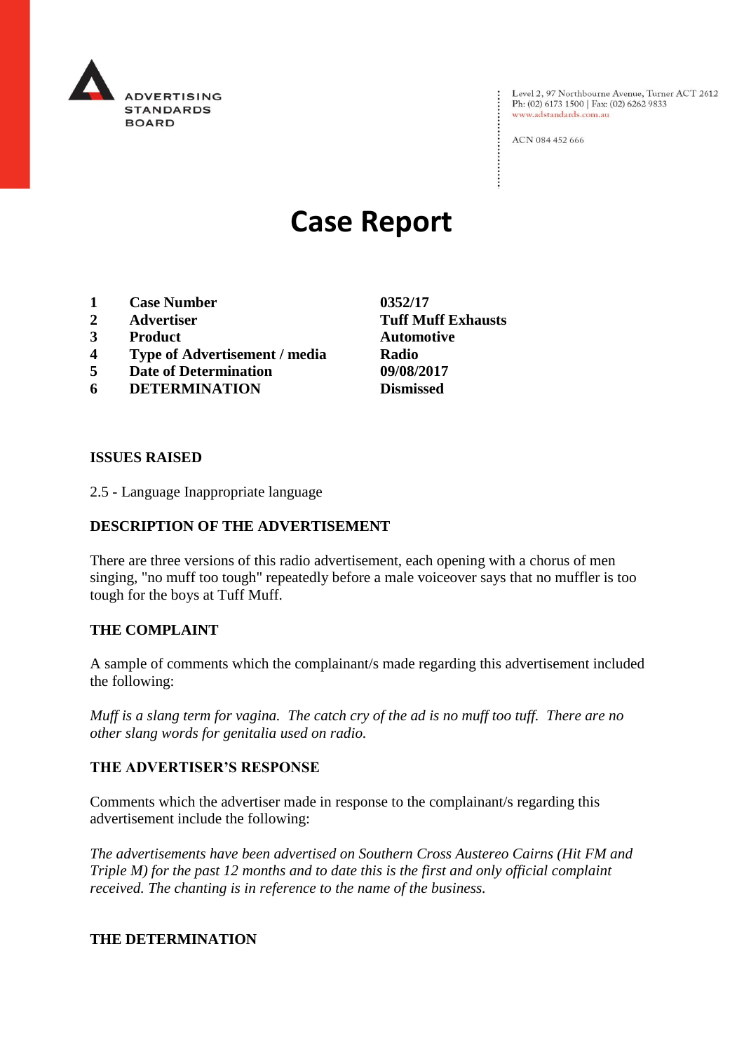ADVERTISING STANDARDS BOARD

Level 2, 97 Northbourne Avenue, Turner ACT 2612
Ph: (02) 6173 1500 | Fax: (02) 6262 9833
www.adstandards.com.au

ACN 084 452 666

# Case Report

| | | |
|---|---|---|
| **1** | **Case Number** | **0352/17** |
| **2** | **Advertiser** | **Tuff Muff Exhausts** |
| **3** | **Product** | **Automotive** |
| **4** | **Type of Advertisement / media** | **Radio** |
| **5** | **Date of Determination** | **09/08/2017** |
| **6** | **DETERMINATION** | **Dismissed** |

**ISSUES RAISED**

2.5 - Language Inappropriate language

**DESCRIPTION OF THE ADVERTISEMENT**

There are three versions of this radio advertisement, each opening with a chorus of men singing, "no muff too tough" repeatedly before a male voiceover says that no muffler is too tough for the boys at Tuff Muff.

**THE COMPLAINT**

A sample of comments which the complainant/s made regarding this advertisement included the following:

*Muff is a slang term for vagina. The catch cry of the ad is no muff too tuff. There are no other slang words for genitalia used on radio.*

**THE ADVERTISER'S RESPONSE**

Comments which the advertiser made in response to the complainant/s regarding this advertisement include the following:

*The advertisements have been advertised on Southern Cross Austereo Cairns (Hit FM and Triple M) for the past 12 months and to date this is the first and only official complaint received. The chanting is in reference to the name of the business.*

**THE DETERMINATION**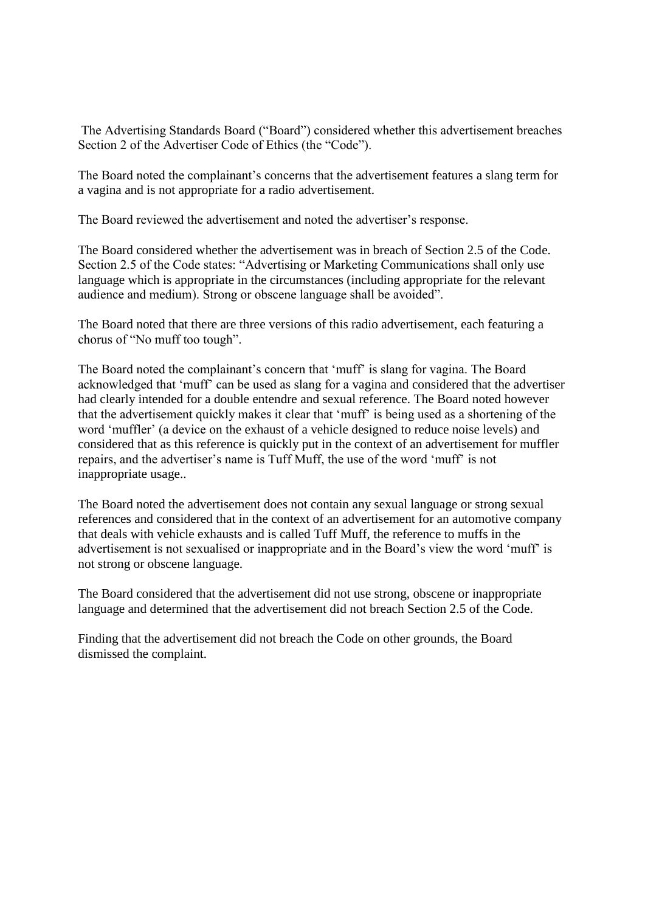The Advertising Standards Board ("Board") considered whether this advertisement breaches Section 2 of the Advertiser Code of Ethics (the "Code").

The Board noted the complainant's concerns that the advertisement features a slang term for a vagina and is not appropriate for a radio advertisement.

The Board reviewed the advertisement and noted the advertiser's response.

The Board considered whether the advertisement was in breach of Section 2.5 of the Code. Section 2.5 of the Code states: "Advertising or Marketing Communications shall only use language which is appropriate in the circumstances (including appropriate for the relevant audience and medium). Strong or obscene language shall be avoided".

The Board noted that there are three versions of this radio advertisement, each featuring a chorus of "No muff too tough".

The Board noted the complainant's concern that 'muff' is slang for vagina. The Board acknowledged that 'muff' can be used as slang for a vagina and considered that the advertiser had clearly intended for a double entendre and sexual reference. The Board noted however that the advertisement quickly makes it clear that 'muff' is being used as a shortening of the word 'muffler' (a device on the exhaust of a vehicle designed to reduce noise levels) and considered that as this reference is quickly put in the context of an advertisement for muffler repairs, and the advertiser's name is Tuff Muff, the use of the word 'muff' is not inappropriate usage..

The Board noted the advertisement does not contain any sexual language or strong sexual references and considered that in the context of an advertisement for an automotive company that deals with vehicle exhausts and is called Tuff Muff, the reference to muffs in the advertisement is not sexualised or inappropriate and in the Board's view the word 'muff' is not strong or obscene language.

The Board considered that the advertisement did not use strong, obscene or inappropriate language and determined that the advertisement did not breach Section 2.5 of the Code.

Finding that the advertisement did not breach the Code on other grounds, the Board dismissed the complaint.